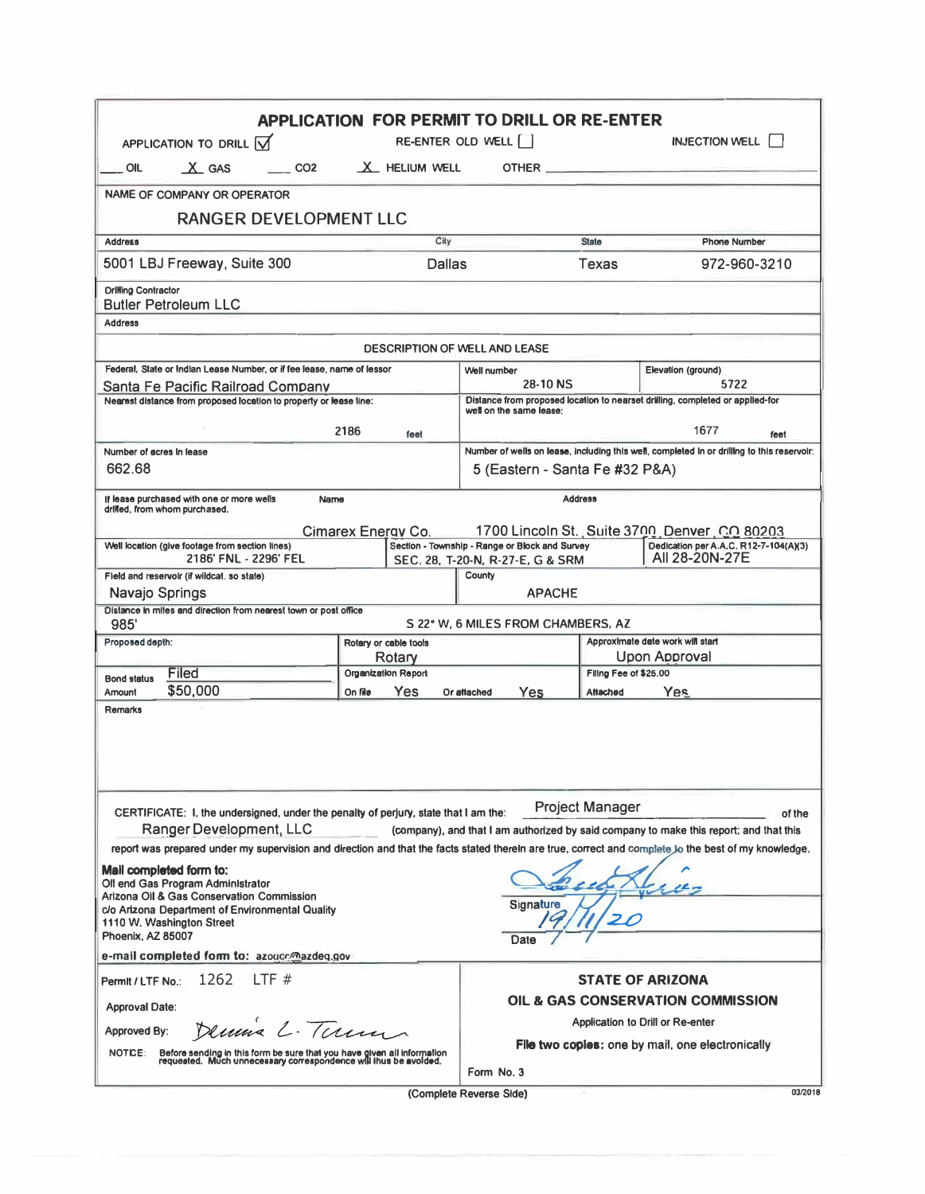# APPLICATION FOR PERMIT TO DRILL OR RE-ENTER

APPLICATION TO DRILL ☑ RE-ENTER OLD WELL ☐ INJECTION WELL ☐

___ OIL  _X_ GAS  ___ CO2  _X_ HELIUM WELL  OTHER ________

**NAME OF COMPANY OR OPERATOR**

RANGER DEVELOPMENT LLC

| Address | City | State | Phone Number |
|---|---|---|---|
| 5001 LBJ Freeway, Suite 300 | Dallas | Texas | 972-960-3210 |

Drilling Contractor
Butler Petroleum LLC

Address

## DESCRIPTION OF WELL AND LEASE

| | | |
|---|---|---|
| Federal, State or Indian Lease Number, or if fee lease, name of lessor: Santa Fe Pacific Railroad Company | Well number: 28-10 NS | Elevation (ground): 5722 |
| Nearest distance from proposed location to property or lease line: 2186 feet | Distance from proposed location to nearest drilling, completed or applied-for well on the same lease: 1677 feet | |
| Number of acres in lease: 662.68 | Number of wells on lease, including this well, completed in or drilling to this reservoir: 5 (Eastern - Santa Fe #32 P&A) | |
| If lease purchased with one or more wells drilled, from whom purchased. Name: Cimarex Energy Co. | Address: 1700 Lincoln St., Suite 3700, Denver, CO 80203 | |
| Well location (give footage from section lines): 2186' FNL - 2296' FEL | Section - Township - Range or Block and Survey: SEC. 28, T-20-N, R-27-E, G & SRM | Dedication per A.A.C. R12-7-104(A)(3): All 28-20N-27E |
| Field and reservoir (if wildcat, so state): Navajo Springs | County: APACHE | |
| Distance in miles and direction from nearest town or post office: 985' | S 22° W, 6 MILES FROM CHAMBERS, AZ | |
| Proposed depth: | Rotary or cable tools: Rotary | Approximate date work will start: Upon Approval |
| Bond status: Filed; Amount: $50,000 | Organization Report: On file: Yes; Or attached: Yes | Filing Fee of $25.00 Attached: Yes |

Remarks

CERTIFICATE: I, the undersigned, under the penalty of perjury, state that I am the: Project Manager of the Ranger Development, LLC (company), and that I am authorized by said company to make this report; and that this report was prepared under my supervision and direction and that the facts stated therein are true, correct and complete to the best of my knowledge.

**Mail completed form to:**
Oil and Gas Program Administrator
Arizona Oil & Gas Conservation Commission
c/o Arizona Department of Environmental Quality
1110 W. Washington Street
Phoenix, AZ 85007

**e-mail completed form to:** azogcc@azdeq.gov

Signature: [signature]

Date: 12/11/20

Permit / LTF No.: 1262 LTF #

Approval Date:

Approved By: Dennis L. Turner

NOTICE: Before sending in this form be sure that you have given all information requested. Much unnecessary correspondence will thus be avoided.

**STATE OF ARIZONA**
**OIL & GAS CONSERVATION COMMISSION**
Application to Drill or Re-enter
**File two copies:** one by mail, one electronically

Form No. 3

(Complete Reverse Side)

03/2018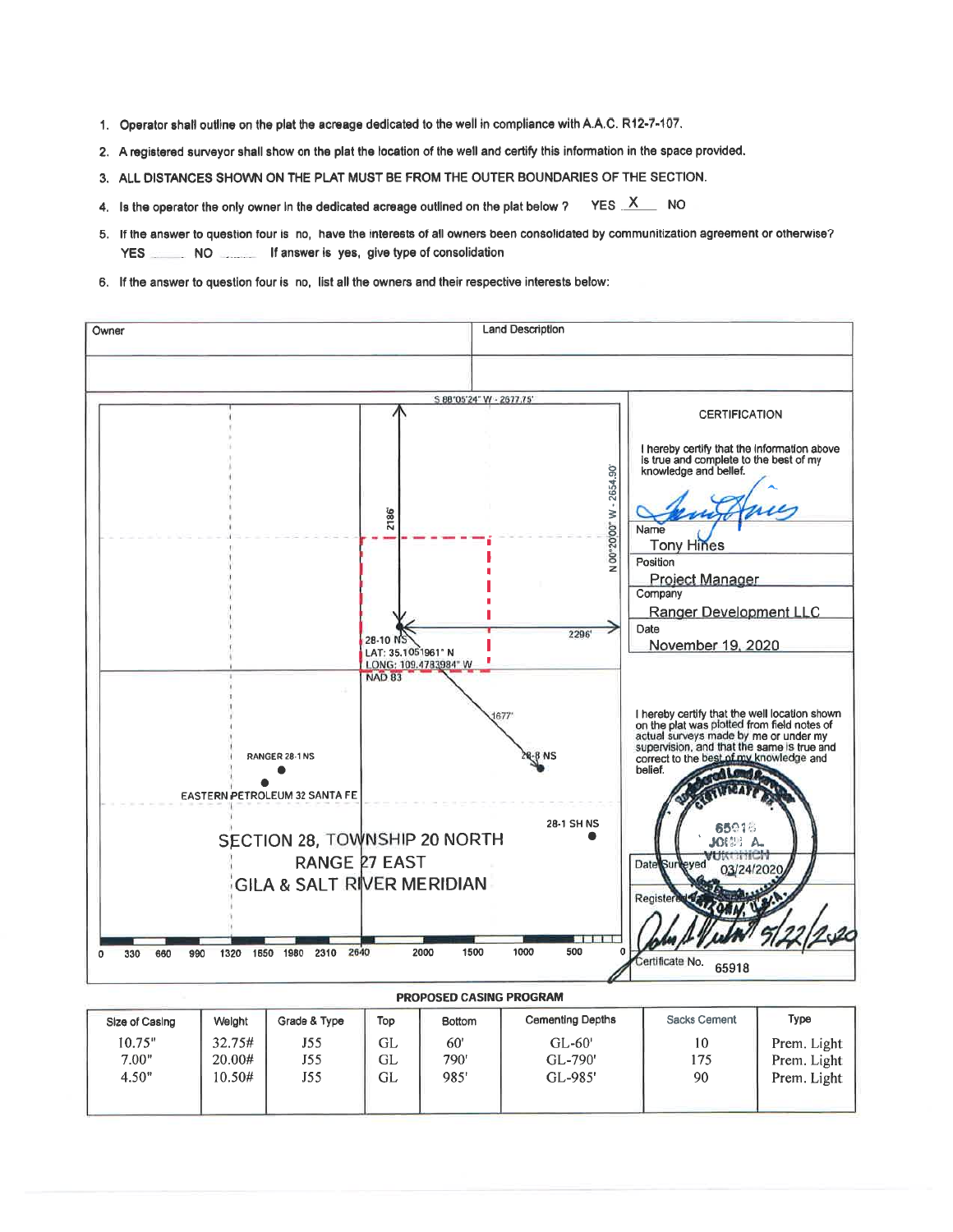1. Operator shall outline on the plat the acreage dedicated to the well in compliance with A.A.C. R12-7-107.
2. A registered surveyor shall show on the plat the location of the well and certify this information in the space provided.
3. ALL DISTANCES SHOWN ON THE PLAT MUST BE FROM THE OUTER BOUNDARIES OF THE SECTION.
4. Is the operator the only owner in the dedicated acreage outlined on the plat below ? YES X NO
5. If the answer to question four is no, have the interests of all owners been consolidated by communitization agreement or otherwise? YES ____ NO ____ If answer is yes, give type of consolidation
6. If the answer to question four is no, list all the owners and their respective interests below:

| Owner | Land Description |
|---|---|
| | |

S 88°05'24" W - 2677.75'

N 00°20'00" W - 2654.90'

2186'

2296'

28-10 NS
LAT: 35.1051961° N
LONG: 109.4783984° W
NAD 83

1677'

28-8 NS

RANGER 28-1 NS

EASTERN PETROLEUM 32 SANTA FE

28-1 SH NS

SECTION 28, TOWNSHIP 20 NORTH
RANGE 27 EAST
GILA & SALT RIVER MERIDIAN

0 330 660 990 1320 1650 1980 2310 2640 2000 1500 1000 500 0

**CERTIFICATION**

I hereby certify that the information above is true and complete to the best of my knowledge and belief.

Name: Tony Hines

Position: Project Manager

Company: Ranger Development LLC

Date: November 19, 2020

I hereby certify that the well location shown on the plat was plotted from field notes of actual surveys made by me or under my supervision, and that the same is true and correct to the best of my knowledge and belief.

Date Surveyed: 03/24/2020

Registered: 5/22/2020

Certificate No. 65918

**PROPOSED CASING PROGRAM**

| Size of Casing | Weight | Grade & Type | Top | Bottom | Cementing Depths | Sacks Cement | Type |
|---|---|---|---|---|---|---|---|
| 10.75" | 32.75# | J55 | GL | 60' | GL-60' | 10 | Prem. Light |
| 7.00" | 20.00# | J55 | GL | 790' | GL-790' | 175 | Prem. Light |
| 4.50" | 10.50# | J55 | GL | 985' | GL-985' | 90 | Prem. Light |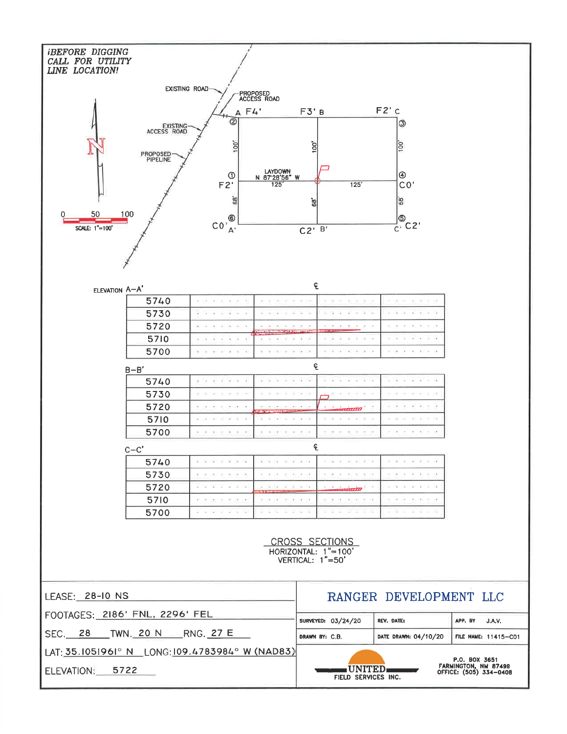¡BEFORE DIGGING CALL FOR UTILITY LINE LOCATION!

EXISTING ROAD

PROPOSED ACCESS ROAD

EXISTING ACCESS ROAD

PROPOSED PIPELINE

A F4' — F3' B — F2' C

② ③

100' 100' 100'

LAYDOWN N 87°28'56" W

① F2' — 125' — 125' — ④ C0'

68' 68' 68'

⑥ C0' A' — C2' B' — ⑤ C' C2'

0 50 100

SCALE: 1"=100'

ELEVATION A–A'

| | | | ℄ | |
|---|---|---|---|---|
| 5740 | | | | |
| 5730 | | | | |
| 5720 | | | | |
| 5710 | | | | |
| 5700 | | | | |

B–B'

| | | | ℄ | |
|---|---|---|---|---|
| 5740 | | | | |
| 5730 | | | | |
| 5720 | | | | |
| 5710 | | | | |
| 5700 | | | | |

C–C'

| | | | ℄ | |
|---|---|---|---|---|
| 5740 | | | | |
| 5730 | | | | |
| 5720 | | | | |
| 5710 | | | | |
| 5700 | | | | |

CROSS SECTIONS
HORIZONTAL: 1"=100'
VERTICAL: 1"=50'

LEASE: 28-10 NS

FOOTAGES: 2186' FNL, 2296' FEL

SEC. 28 TWN. 20 N RNG. 27 E

LAT: 35.1051961° N LONG: 109.4783984° W (NAD83)

ELEVATION: 5722

**RANGER DEVELOPMENT LLC**

| SURVEYED: 03/24/20 | REV. DATE: | APP. BY J.A.V. |
|---|---|---|
| DRAWN BY: C.B. | DATE DRAWN: 04/10/20 | FILE NAME: 11415-C01 |

UNITED FIELD SERVICES INC.

P.O. BOX 3651
FARMINGTON, NM 87499
OFFICE: (505) 334-0408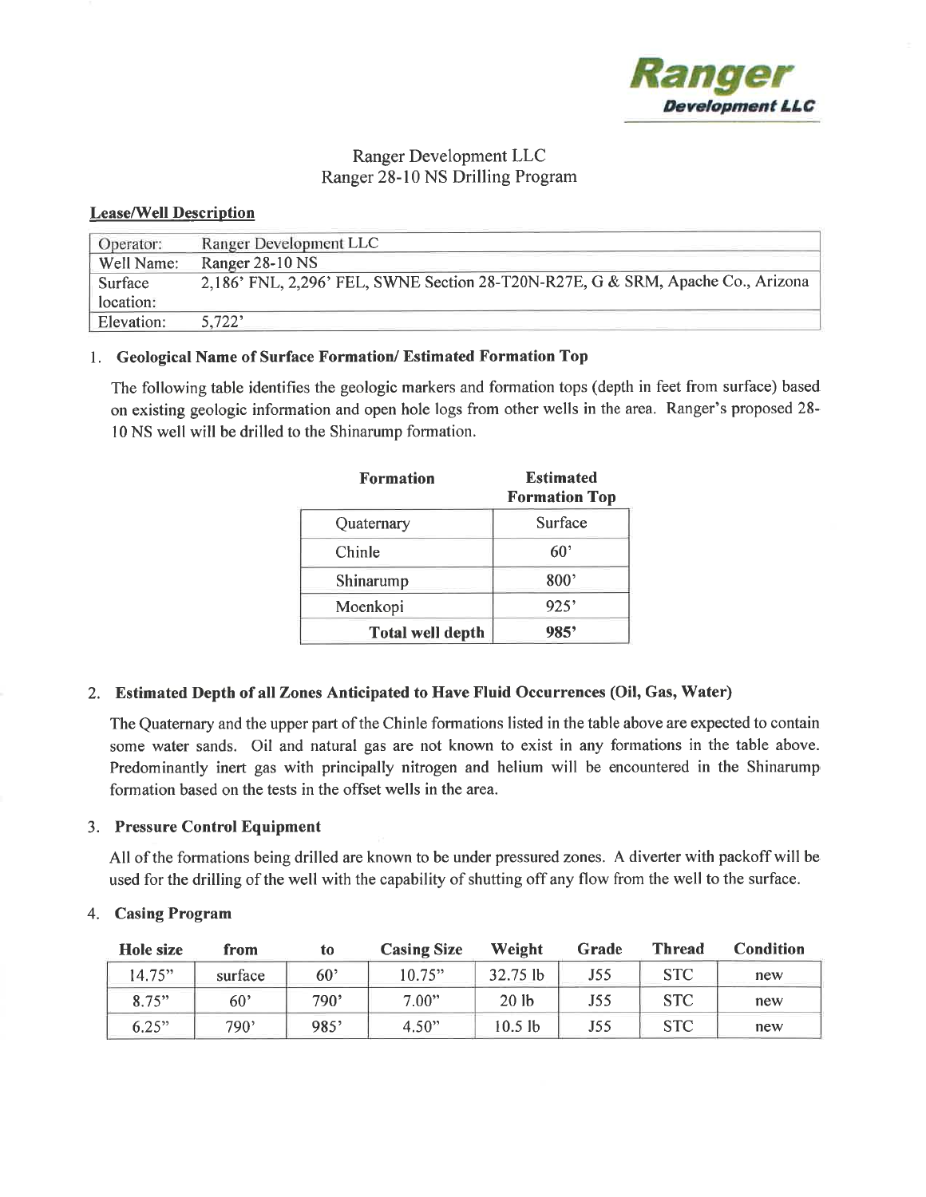Ranger Development LLC

# Ranger Development LLC
# Ranger 28-10 NS Drilling Program

**Lease/Well Description**

| Operator: | Ranger Development LLC |
|---|---|
| Well Name: | Ranger 28-10 NS |
| Surface location: | 2,186' FNL, 2,296' FEL, SWNE Section 28-T20N-R27E, G & SRM, Apache Co., Arizona |
| Elevation: | 5,722' |

## 1. Geological Name of Surface Formation/ Estimated Formation Top

The following table identifies the geologic markers and formation tops (depth in feet from surface) based on existing geologic information and open hole logs from other wells in the area. Ranger's proposed 28-10 NS well will be drilled to the Shinarump formation.

| Formation | Estimated Formation Top |
|---|---|
| Quaternary | Surface |
| Chinle | 60' |
| Shinarump | 800' |
| Moenkopi | 925' |
| **Total well depth** | **985'** |

## 2. Estimated Depth of all Zones Anticipated to Have Fluid Occurrences (Oil, Gas, Water)

The Quaternary and the upper part of the Chinle formations listed in the table above are expected to contain some water sands. Oil and natural gas are not known to exist in any formations in the table above. Predominantly inert gas with principally nitrogen and helium will be encountered in the Shinarump formation based on the tests in the offset wells in the area.

## 3. Pressure Control Equipment

All of the formations being drilled are known to be under pressured zones. A diverter with packoff will be used for the drilling of the well with the capability of shutting off any flow from the well to the surface.

## 4. Casing Program

| Hole size | from | to | Casing Size | Weight | Grade | Thread | Condition |
|---|---|---|---|---|---|---|---|
| 14.75" | surface | 60' | 10.75" | 32.75 lb | J55 | STC | new |
| 8.75" | 60' | 790' | 7.00" | 20 lb | J55 | STC | new |
| 6.25" | 790' | 985' | 4.50" | 10.5 lb | J55 | STC | new |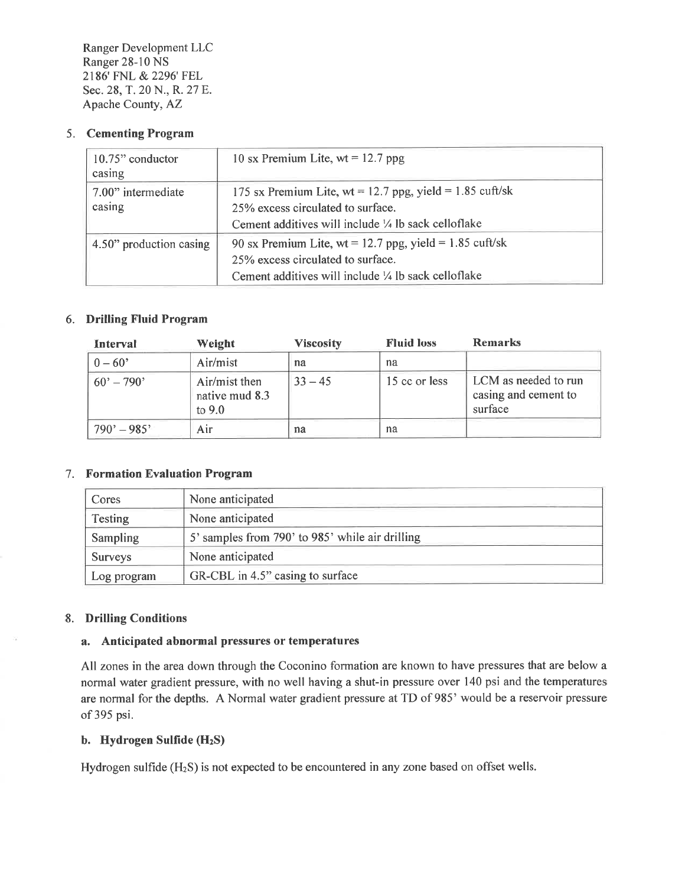Ranger Development LLC
Ranger 28-10 NS
2186' FNL & 2296' FEL
Sec. 28, T. 20 N., R. 27 E.
Apache County, AZ

## 5. Cementing Program

| | |
|---|---|
| 10.75" conductor casing | 10 sx Premium Lite, wt = 12.7 ppg |
| 7.00" intermediate casing | 175 sx Premium Lite, wt = 12.7 ppg, yield = 1.85 cuft/sk<br>25% excess circulated to surface.<br>Cement additives will include ¼ lb sack celloflake |
| 4.50" production casing | 90 sx Premium Lite, wt = 12.7 ppg, yield = 1.85 cuft/sk<br>25% excess circulated to surface.<br>Cement additives will include ¼ lb sack celloflake |

## 6. Drilling Fluid Program

| Interval | Weight | Viscosity | Fluid loss | Remarks |
|---|---|---|---|---|
| 0 – 60' | Air/mist | na | na | |
| 60' – 790' | Air/mist then native mud 8.3 to 9.0 | 33 – 45 | 15 cc or less | LCM as needed to run casing and cement to surface |
| 790' – 985' | Air | na | na | |

## 7. Formation Evaluation Program

| | |
|---|---|
| Cores | None anticipated |
| Testing | None anticipated |
| Sampling | 5' samples from 790' to 985' while air drilling |
| Surveys | None anticipated |
| Log program | GR-CBL in 4.5" casing to surface |

## 8. Drilling Conditions

### a. Anticipated abnormal pressures or temperatures

All zones in the area down through the Coconino formation are known to have pressures that are below a normal water gradient pressure, with no well having a shut-in pressure over 140 psi and the temperatures are normal for the depths. A Normal water gradient pressure at TD of 985' would be a reservoir pressure of 395 psi.

### b. Hydrogen Sulfide ($H_2S$)

Hydrogen sulfide ($H_2S$) is not expected to be encountered in any zone based on offset wells.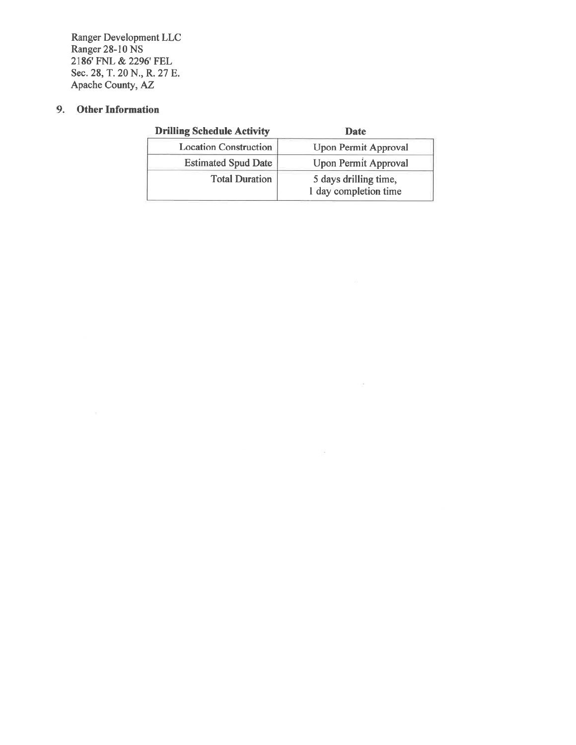Ranger Development LLC
Ranger 28-10 NS
2186' FNL & 2296' FEL
Sec. 28, T. 20 N., R. 27 E.
Apache County, AZ

## 9. Other Information

| Drilling Schedule Activity | Date |
|---|---|
| Location Construction | Upon Permit Approval |
| Estimated Spud Date | Upon Permit Approval |
| Total Duration | 5 days drilling time, 1 day completion time |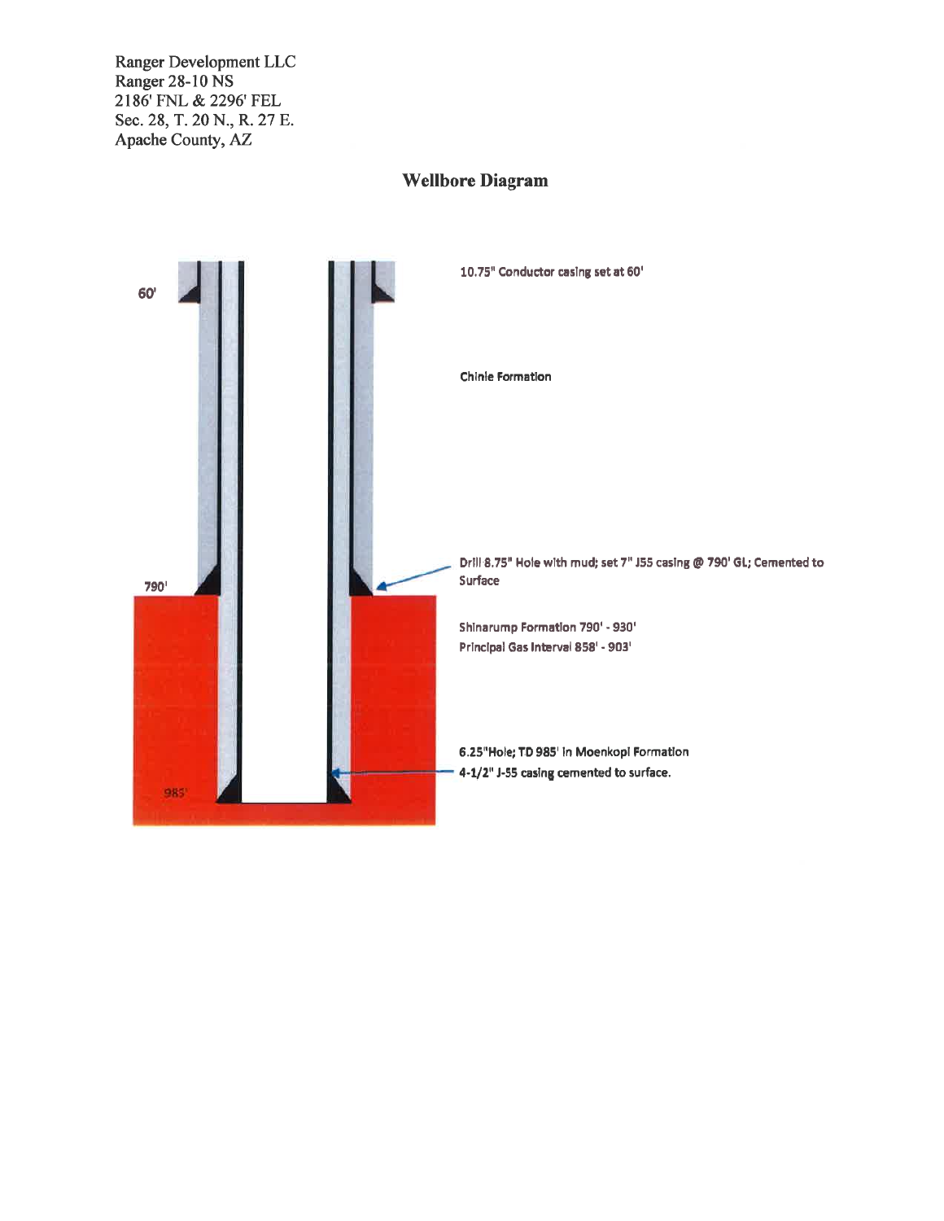Ranger Development LLC
Ranger 28-10 NS
2186' FNL & 2296' FEL
Sec. 28, T. 20 N., R. 27 E.
Apache County, AZ

## Wellbore Diagram

60'

10.75" Conductor casing set at 60'

Chinle Formation

790'

Drill 8.75" Hole with mud; set 7" J55 casing @ 790' GL; Cemented to Surface

Shinarump Formation 790' - 930'
Principal Gas Interval 858' - 903'

985'

6.25"Hole; TD 985' in Moenkopi Formation
4-1/2" J-55 casing cemented to surface.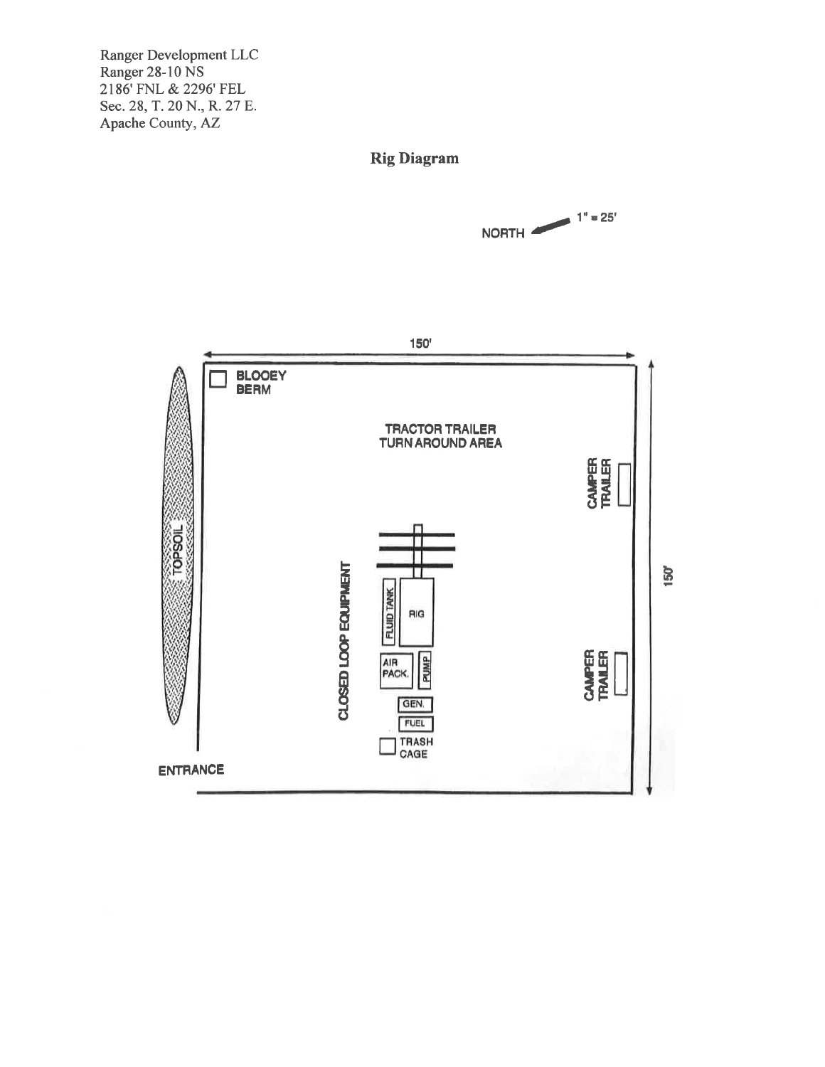Ranger Development LLC
Ranger 28-10 NS
2186' FNL & 2296' FEL
Sec. 28, T. 20 N., R. 27 E.
Apache County, AZ

## Rig Diagram

NORTH

1" = 25'

150'

150'

BLOOEY BERM

TRACTOR TRAILER TURN AROUND AREA

CAMPER TRAILER

TOPSOIL

CLOSED LOOP EQUIPMENT

FLUID TANK

RIG

AIR PACK.

PUMP

GEN.

FUEL

TRASH CAGE

CAMPER TRAILER

ENTRANCE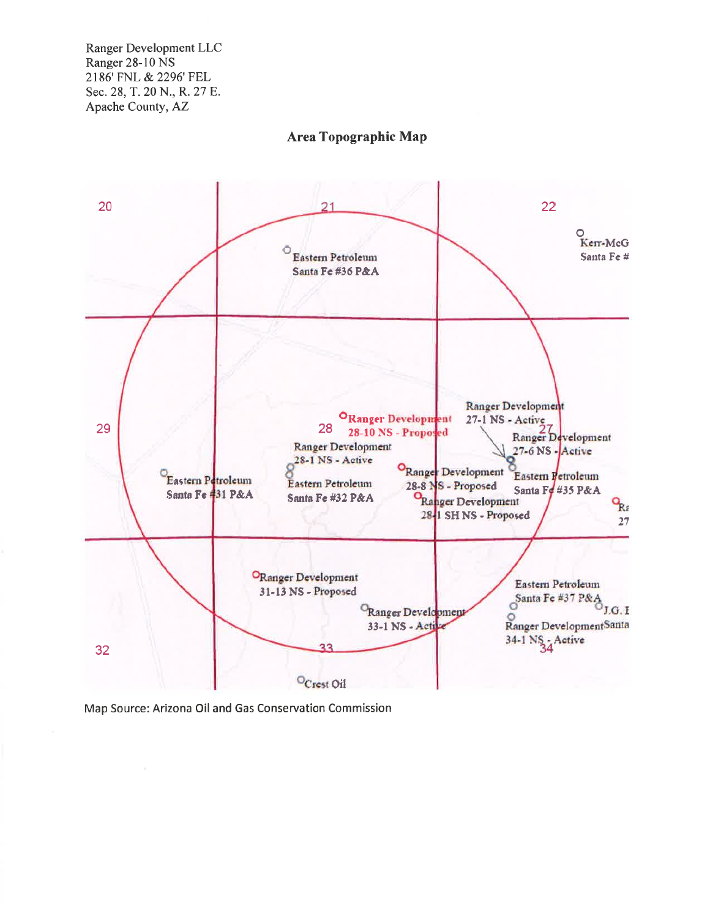Ranger Development LLC
Ranger 28-10 NS
2186' FNL & 2296' FEL
Sec. 28, T. 20 N., R. 27 E.
Apache County, AZ

## Area Topographic Map

20

21

22

Kerr-McG
Santa Fe #

Eastern Petroleum
Santa Fe #36 P&A

29

28

Ranger Development
28-10 NS - Proposed

Ranger Development
27-1 NS - Active

27

Ranger Development
27-6 NS - Active

Ranger Development
28-1 NS - Active

Eastern Petroleum
Santa Fe #31 P&A

Eastern Petroleum
Santa Fe #32 P&A

Ranger Development
28-8 NS - Proposed

Eastern Petroleum
Santa Fe #35 P&A

Ranger Development
28-1 SH NS - Proposed

Ra
27

Ranger Development
31-13 NS - Proposed

Eastern Petroleum
Santa Fe #37 P&A

J.G. I

Ranger Development
33-1 NS - Active

Ranger Development
34-1 NS - Active

Santa

32

33

34

Crest Oil

Map Source: Arizona Oil and Gas Conservation Commission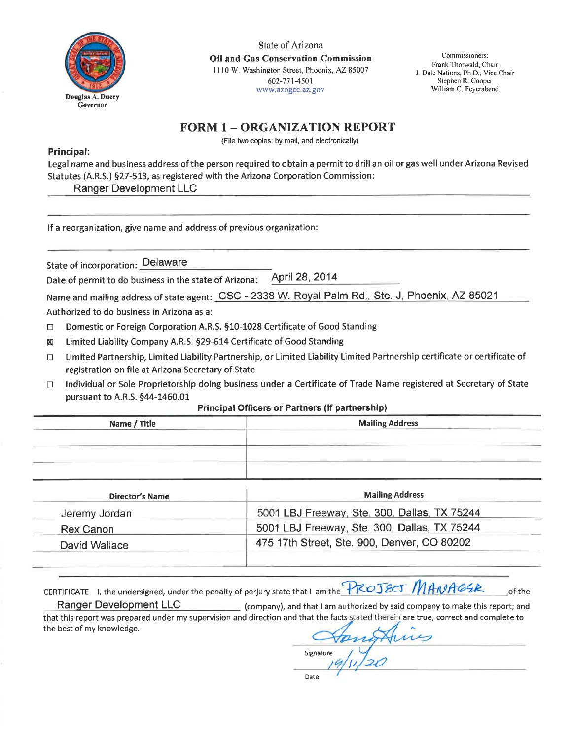Douglas A. Ducey
Governor

State of Arizona
**Oil and Gas Conservation Commission**
1110 W. Washington Street, Phoenix, AZ 85007
602-771-4501
www.azogcc.az.gov

Commissioners:
Frank Thorwald, Chair
J. Dale Nations, Ph.D., Vice Chair
Stephen R. Cooper
William C. Feyerabend

# FORM 1 – ORGANIZATION REPORT

(File two copies: by mail, and electronically)

**Principal:**
Legal name and business address of the person required to obtain a permit to drill an oil or gas well under Arizona Revised Statutes (A.R.S.) §27-513, as registered with the Arizona Corporation Commission:

Ranger Development LLC

If a reorganization, give name and address of previous organization:

State of incorporation: Delaware

Date of permit to do business in the state of Arizona: April 28, 2014

Name and mailing address of state agent: CSC - 2338 W. Royal Palm Rd., Ste. J, Phoenix, AZ 85021

Authorized to do business in Arizona as a:

- ☐ Domestic or Foreign Corporation A.R.S. §10-1028 Certificate of Good Standing
- ☒ Limited Liability Company A.R.S. §29-614 Certificate of Good Standing
- ☐ Limited Partnership, Limited Liability Partnership, or Limited Liability Limited Partnership certificate or certificate of registration on file at Arizona Secretary of State
- ☐ Individual or Sole Proprietorship doing business under a Certificate of Trade Name registered at Secretary of State pursuant to A.R.S. §44-1460.01

**Principal Officers or Partners (if partnership)**

| Name / Title | Mailing Address |
|---|---|
| | |
| | |
| | |

| Director's Name | Mailing Address |
|---|---|
| Jeremy Jordan | 5001 LBJ Freeway, Ste. 300, Dallas, TX 75244 |
| Rex Canon | 5001 LBJ Freeway, Ste. 300, Dallas, TX 75244 |
| David Wallace | 475 17th Street, Ste. 900, Denver, CO 80202 |
| | |

CERTIFICATE I, the undersigned, under the penalty of perjury state that I am the PROJECT MANAGER of the Ranger Development LLC (company), and that I am authorized by said company to make this report; and that this report was prepared under my supervision and direction and that the facts stated therein are true, correct and complete to the best of my knowledge.

Signature: [signature]

Date: 19/11/20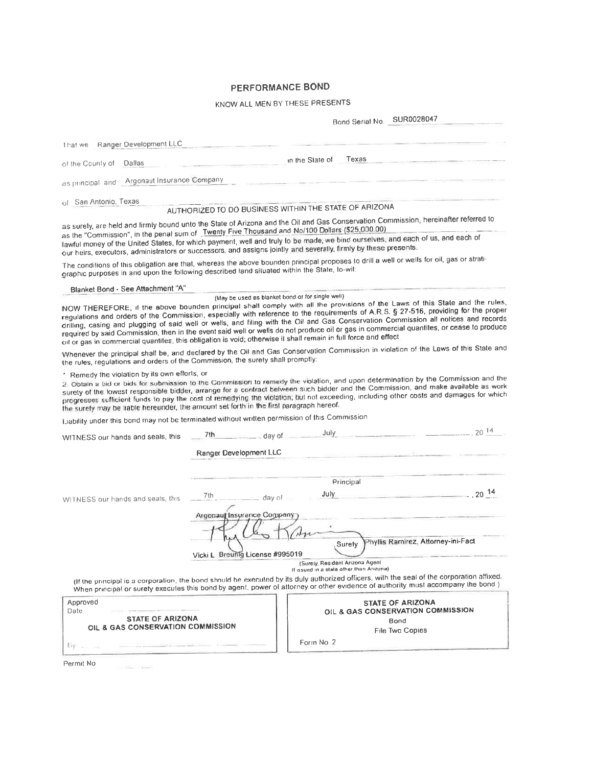# PERFORMANCE BOND

KNOW ALL MEN BY THESE PRESENTS

Bond Serial No. SUR0028047

That we Ranger Development LLC

of the County of Dallas in the State of Texas

as principal and Argonaut Insurance Company

of San Antonio, Texas

AUTHORIZED TO DO BUSINESS WITHIN THE STATE OF ARIZONA

as surety, are held and firmly bound unto the State of Arizona and the Oil and Gas Conservation Commission, hereinafter referred to as the "Commission", in the penal sum of Twenty Five Thousand and No/100 Dollars ($25,000.00) lawful money of the United States, for which payment, well and truly to be made, we bind ourselves, and each of us, and each of our heirs, executors, administrators or successors, and assigns jointly and severally, firmly by these presents.

The conditions of this obligation are that, whereas the above bounden principal proposes to drill a well or wells for oil, gas or stratigraphic purposes in and upon the following described land situated within the State, to-wit:

Blanket Bond - See Attachment "A"

(May be used as blanket bond or for single well)

NOW THEREFORE, if the above bounden principal shall comply with all the provisions of the Laws of this State and the rules, regulations and orders of the Commission, especially with reference to the requirements of A.R.S. § 27-516, providing for the proper drilling, casing and plugging of said well or wells, and filing with the Oil and Gas Conservation Commission all notices and records required by said Commission, then in the event said well or wells do not produce oil or gas in commercial quantites, or cease to produce oil or gas in commercial quantites, this obligation is void; otherwise it shall remain in full force and effect.

Whenever the principal shall be, and declared by the Oil and Gas Conservation Commission in violation of the Laws of this State and the rules, regulations and orders of the Commission, the surety shall promptly:

1. Remedy the violation by its own efforts, or
2. Obtain a bid or bids for submission to the Commission to remedy the violation, and upon determination by the Commission and the surety of the lowest responsible bidder, arrange for a contract between such bidder and the Commission, and make available as work progresses sufficient funds to pay the cost of remedying the violation, but not exceeding, including other costs and damages for which the surety may be liable hereunder, the amount set forth in the first paragraph hereof.

Liability under this bond may not be terminated without written permission of this Commission.

WITNESS our hands and seals, this 7th day of July, 20 14.

Ranger Development LLC

Principal

WITNESS our hands and seals, this 7th day of July, 20 14.

Argonaut Insurance Company

Surety Phyllis Ramirez, Attorney-in-Fact

Vicki L. Breunig License #995019

(Surety, Resident Arizona Agent if issued in a state other than Arizona)

(If the principal is a corporation, the bond should be executed by its duly authorized officers, with the seal of the corporation affixed. When principal or surety executes this bond by agent, power of attorney or other evidence of authority must accompany the bond.)

| Approved Date<br>STATE OF ARIZONA<br>OIL & GAS CONSERVATION COMMISSION<br>By | STATE OF ARIZONA<br>OIL & GAS CONSERVATION COMMISSION<br>Bond<br>File Two Copies<br>Form No. 2 |
|---|---|

Permit No.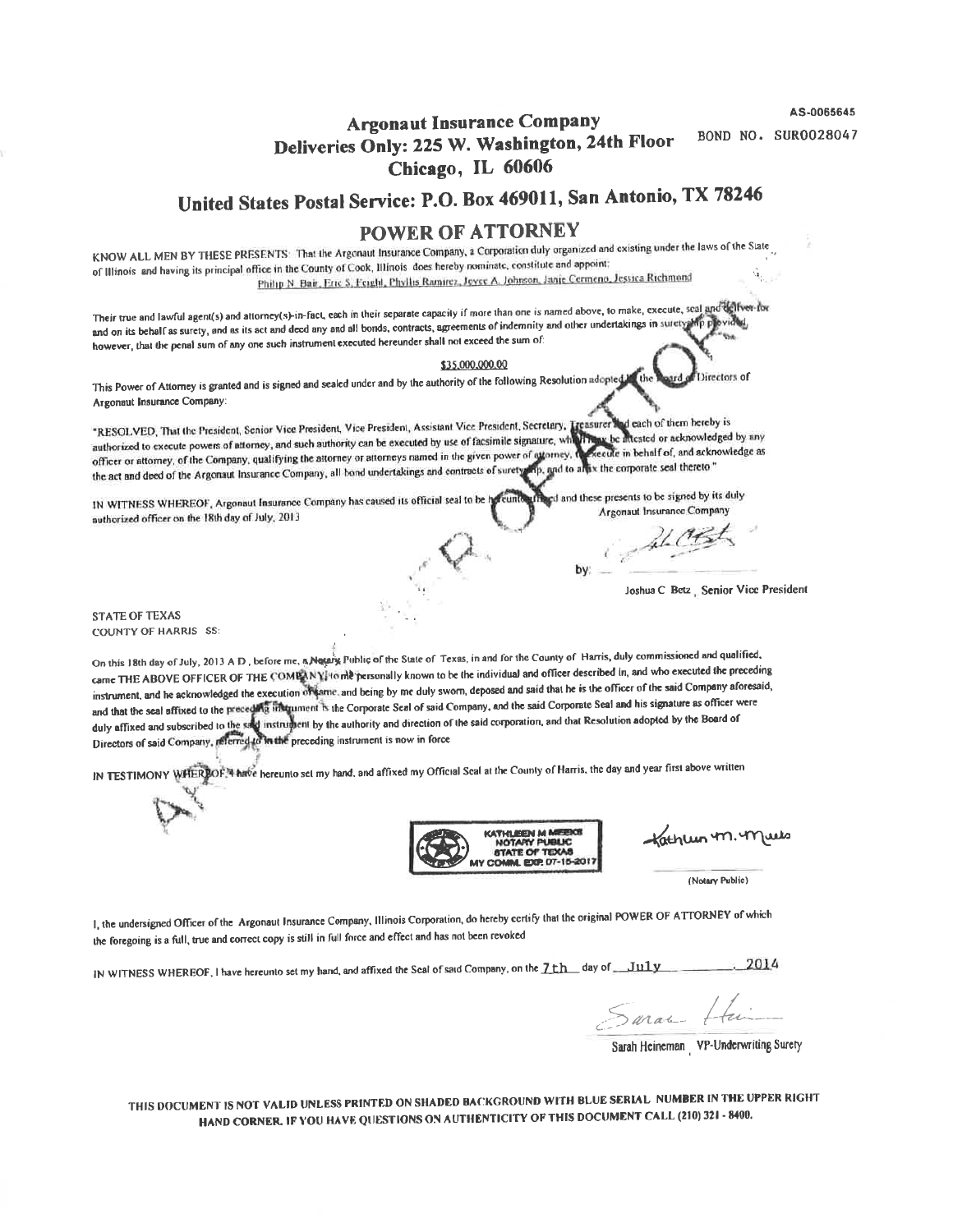AS-0065645

BOND NO. SUR0028047

# Argonaut Insurance Company

## Deliveries Only: 225 W. Washington, 24th Floor
## Chicago, IL 60606

## United States Postal Service: P.O. Box 469011, San Antonio, TX 78246

# POWER OF ATTORNEY

KNOW ALL MEN BY THESE PRESENTS: That the Argonaut Insurance Company, a Corporation duly organized and existing under the laws of the State of Illinois and having its principal office in the County of Cook, Illinois does hereby nominate, constitute and appoint:

Philip N. Bair, Eric S. Feight, Phyllis Ramirez, Joyce A. Johnson, Janie Cermeno, Jessica Richmond

Their true and lawful agent(s) and attorney(s)-in-fact, each in their separate capacity if more than one is named above, to make, execute, seal and deliver for and on its behalf as surety, and as its act and deed any and all bonds, contracts, agreements of indemnity and other undertakings in suretyship provided, however, that the penal sum of any one such instrument executed hereunder shall not exceed the sum of:

$35,000,000.00

This Power of Attorney is granted and is signed and sealed under and by the authority of the following Resolution adopted by the Board of Directors of Argonaut Insurance Company:

"RESOLVED, That the President, Senior Vice President, Vice President, Assistant Vice President, Secretary, Treasurer and each of them hereby is authorized to execute powers of attorney, and such authority can be executed by use of facsimile signature, which may be attested or acknowledged by any officer or attorney, of the Company, qualifying the attorney or attorneys named in the given power of attorney, to execute in behalf of, and acknowledge as the act and deed of the Argonaut Insurance Company, all bond undertakings and contracts of suretyship, and to affix the corporate seal thereto."

IN WITNESS WHEREOF, Argonaut Insurance Company has caused its official seal to be hereunto affixed and these presents to be signed by its duly authorized officer on the 18th day of July, 2013

Argonaut Insurance Company

by: ______________________

Joshua C Betz, Senior Vice President

STATE OF TEXAS
COUNTY OF HARRIS SS:

On this 18th day of July, 2013 A.D., before me, a Notary Public of the State of Texas, in and for the County of Harris, duly commissioned and qualified, came THE ABOVE OFFICER OF THE COMPANY, to me personally known to be the individual and officer described in, and who executed the preceding instrument, and he acknowledged the execution of same, and being by me duly sworn, deposed and said that he is the officer of the said Company aforesaid, and that the seal affixed to the preceding instrument is the Corporate Seal of said Company, and the said Corporate Seal and his signature as officer were duly affixed and subscribed to the said instrument by the authority and direction of the said corporation, and that Resolution adopted by the Board of Directors of said Company, referred to in the preceding instrument is now in force

IN TESTIMONY WHEREOF, I have hereunto set my hand, and affixed my Official Seal at the County of Harris, the day and year first above written

KATHLEEN M MEEKS
NOTARY PUBLIC
STATE OF TEXAS
MY COMM. EXP. 07-15-2017

(Notary Public)

I, the undersigned Officer of the Argonaut Insurance Company, Illinois Corporation, do hereby certify that the original POWER OF ATTORNEY of which the foregoing is a full, true and correct copy is still in full force and effect and has not been revoked

IN WITNESS WHEREOF, I have hereunto set my hand, and affixed the Seal of said Company, on the 7th day of July, 2014

Sarah Heineman, VP-Underwriting Surety

**THIS DOCUMENT IS NOT VALID UNLESS PRINTED ON SHADED BACKGROUND WITH BLUE SERIAL NUMBER IN THE UPPER RIGHT HAND CORNER. IF YOU HAVE QUESTIONS ON AUTHENTICITY OF THIS DOCUMENT CALL (210) 321 - 8400.**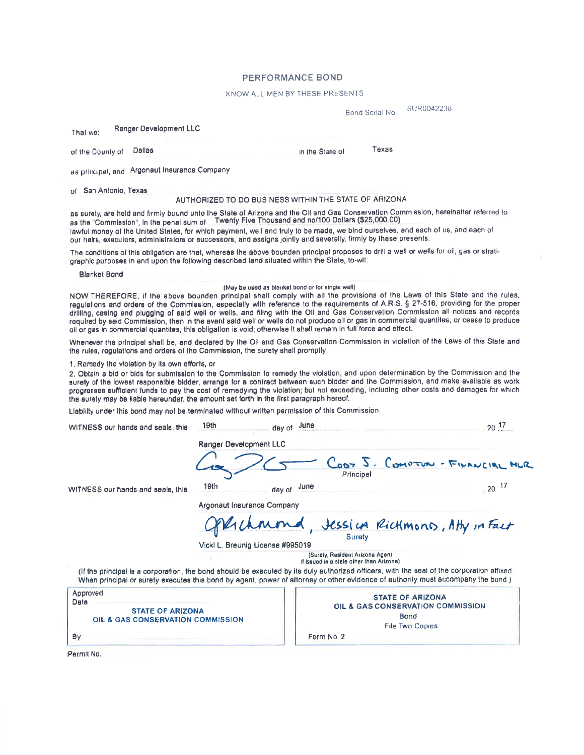# PERFORMANCE BOND

KNOW ALL MEN BY THESE PRESENTS

Bond Serial No. SUR0042238

That we: Ranger Development LLC

of the County of Dallas in the State of Texas

as principal, and Argonaut Insurance Company

of San Antonio, Texas

AUTHORIZED TO DO BUSINESS WITHIN THE STATE OF ARIZONA

as surety, are held and firmly bound unto the State of Arizona and the Oil and Gas Conservation Commission, hereinafter referred to as the "Commission", in the penal sum of Twenty Five Thousand and no/100 Dollars ($25,000.00) lawful money of the United States, for which payment, well and truly to be made, we bind ourselves, and each of us, and each of our heirs, executors, administrators or successors, and assigns jointly and severally, firmly by these presents.

The conditions of this obligation are that, whereas the above bounden principal proposes to drill a well or wells for oil, gas or stratigraphic purposes in and upon the following described land situated within the State, to-wit:

Blanket Bond

(May be used as blanket bond or for single well)

NOW THEREFORE, if the above bounden principal shall comply with all the provisions of the Laws of this State and the rules, regulations and orders of the Commission, especially with reference to the requirements of A.R.S. § 27-516, providing for the proper drilling, casing and plugging of said well or wells, and filing with the Oil and Gas Conservation Commission all notices and records required by said Commission, then in the event said well or wells do not produce oil or gas in commercial quantities, or cease to produce oil or gas in commercial quantities, this obligation is void; otherwise it shall remain in full force and effect.

Whenever the principal shall be, and declared by the Oil and Gas Conservation Commission in violation of the Laws of this State and the rules, regulations and orders of the Commission, the surety shall promptly:

1. Remedy the violation by its own efforts, or
2. Obtain a bid or bids for submission to the Commission to remedy the violation, and upon determination by the Commission and the surety of the lowest responsible bidder, arrange for a contract between such bidder and the Commission, and make available as work progresses sufficient funds to pay the cost of remedying the violation; but not exceeding, including other costs and damages for which the surety may be liable hereunder, the amount set forth in the first paragraph hereof.

Liability under this bond may not be terminated without written permission of this Commission.

WITNESS our hands and seals, this 19th day of June 20 17

Ranger Development LLC

[Signature] Cody J. Compton - Financial Mgr

Principal

WITNESS our hands and seals, this 19th day of June 20 17

Argonaut Insurance Company

[Signature] Jessica Richmond, Atty in Fact

Surety

Vicki L. Breunig License #995019

(Surety, Resident Arizona Agent if issued in a state other than Arizona)

(If the principal is a corporation, the bond should be executed by its duly authorized officers, with the seal of the corporation affixed. When principal or surety executes this bond by agent, power of attorney or other evidence of authority must accompany the bond.)

| Approved Date<br>STATE OF ARIZONA<br>OIL & GAS CONSERVATION COMMISSION<br>By | STATE OF ARIZONA<br>OIL & GAS CONSERVATION COMMISSION<br>Bond<br>File Two Copies<br>Form No. 2 |
|---|---|

Permit No.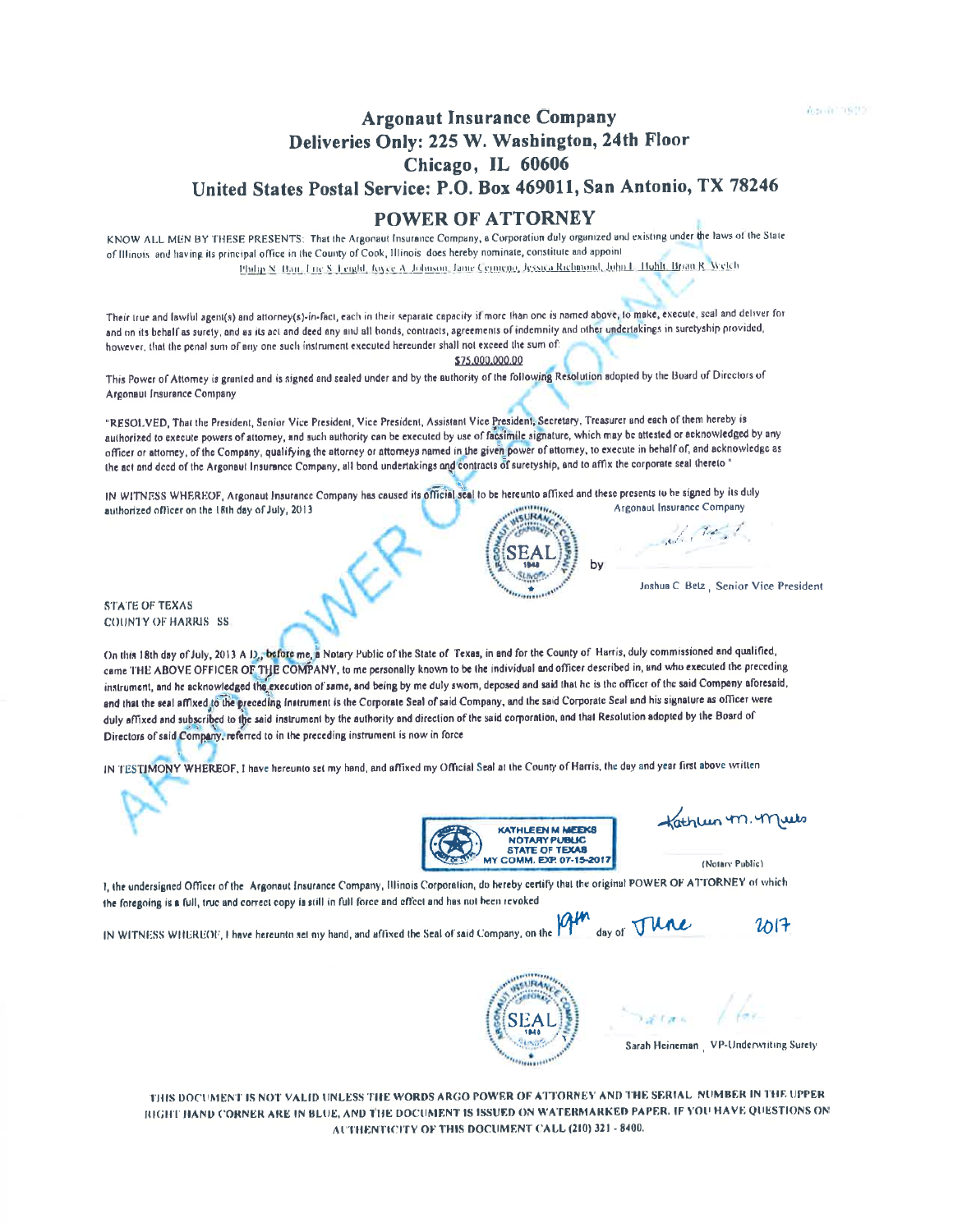# Argonaut Insurance Company

## Deliveries Only: 225 W. Washington, 24th Floor

## Chicago, IL 60606

## United States Postal Service: P.O. Box 469011, San Antonio, TX 78246

## POWER OF ATTORNEY

KNOW ALL MEN BY THESE PRESENTS: That the Argonaut Insurance Company, a Corporation duly organized and existing under the laws of the State of Illinois and having its principal office in the County of Cook, Illinois does hereby nominate, constitute and appoint:

Philip N. Hart, Eric S. Lendl, Joyce A. Johnson, Jamie Cemeno, Jessica Richmond, John L. Hohlt, Brian R. Welch

Their true and lawful agent(s) and attorney(s)-in-fact, each in their separate capacity if more than one is named above, to make, execute, seal and deliver for and on its behalf as surety, and as its act and deed any and all bonds, contracts, agreements of indemnity and other undertakings in suretyship provided, however, that the penal sum of any one such instrument executed hereunder shall not exceed the sum of:

$75,000,000.00

This Power of Attorney is granted and is signed and sealed under and by the authority of the following Resolution adopted by the Board of Directors of Argonaut Insurance Company

"RESOLVED, That the President, Senior Vice President, Vice President, Assistant Vice President, Secretary, Treasurer and each of them hereby is authorized to execute powers of attorney, and such authority can be executed by use of facsimile signature, which may be attested or acknowledged by any officer or attorney, of the Company, qualifying the attorney or attorneys named in the given power of attorney, to execute in behalf of, and acknowledge as the act and deed of the Argonaut Insurance Company, all bond undertakings and contracts of suretyship, and to affix the corporate seal thereto."

IN WITNESS WHEREOF, Argonaut Insurance Company has caused its official seal to be hereunto affixed and these presents to be signed by its duly authorized officer on the 18th day of July, 2013

Argonaut Insurance Company

SEAL

by

Joshua C. Betz, Senior Vice President

STATE OF TEXAS
COUNTY OF HARRIS SS:

On this 18th day of July, 2013 A.D., before me, a Notary Public of the State of Texas, in and for the County of Harris, duly commissioned and qualified, came THE ABOVE OFFICER OF THE COMPANY, to me personally known to be the individual and officer described in, and who executed the preceding instrument, and he acknowledged the execution of same, and being by me duly sworn, deposed and said that he is the officer of the said Company aforesaid, and that the seal affixed to the preceding instrument is the Corporate Seal of said Company, and the said Corporate Seal and his signature as officer were duly affixed and subscribed to the said instrument by the authority and direction of the said corporation, and that Resolution adopted by the Board of Directors of said Company, referred to in the preceding instrument is now in force.

IN TESTIMONY WHEREOF, I have hereunto set my hand, and affixed my Official Seal at the County of Harris, the day and year first above written.

KATHLEEN M MEEKS
NOTARY PUBLIC
STATE OF TEXAS
MY COMM. EXP. 07-15-2017

Kathleen M. Meeks

(Notary Public)

I, the undersigned Officer of the Argonaut Insurance Company, Illinois Corporation, do hereby certify that the original POWER OF ATTORNEY of which the foregoing is a full, true and correct copy is still in full force and effect and has not been revoked.

IN WITNESS WHEREOF, I have hereunto set my hand, and affixed the Seal of said Company, on the 19th day of June 2017

SEAL

Sarah Heineman, VP-Underwriting Surety

THIS DOCUMENT IS NOT VALID UNLESS THE WORDS ARGO POWER OF ATTORNEY AND THE SERIAL NUMBER IN THE UPPER RIGHT HAND CORNER ARE IN BLUE, AND THE DOCUMENT IS ISSUED ON WATERMARKED PAPER. IF YOU HAVE QUESTIONS ON AUTHENTICITY OF THIS DOCUMENT CALL (210) 321 - 8400.